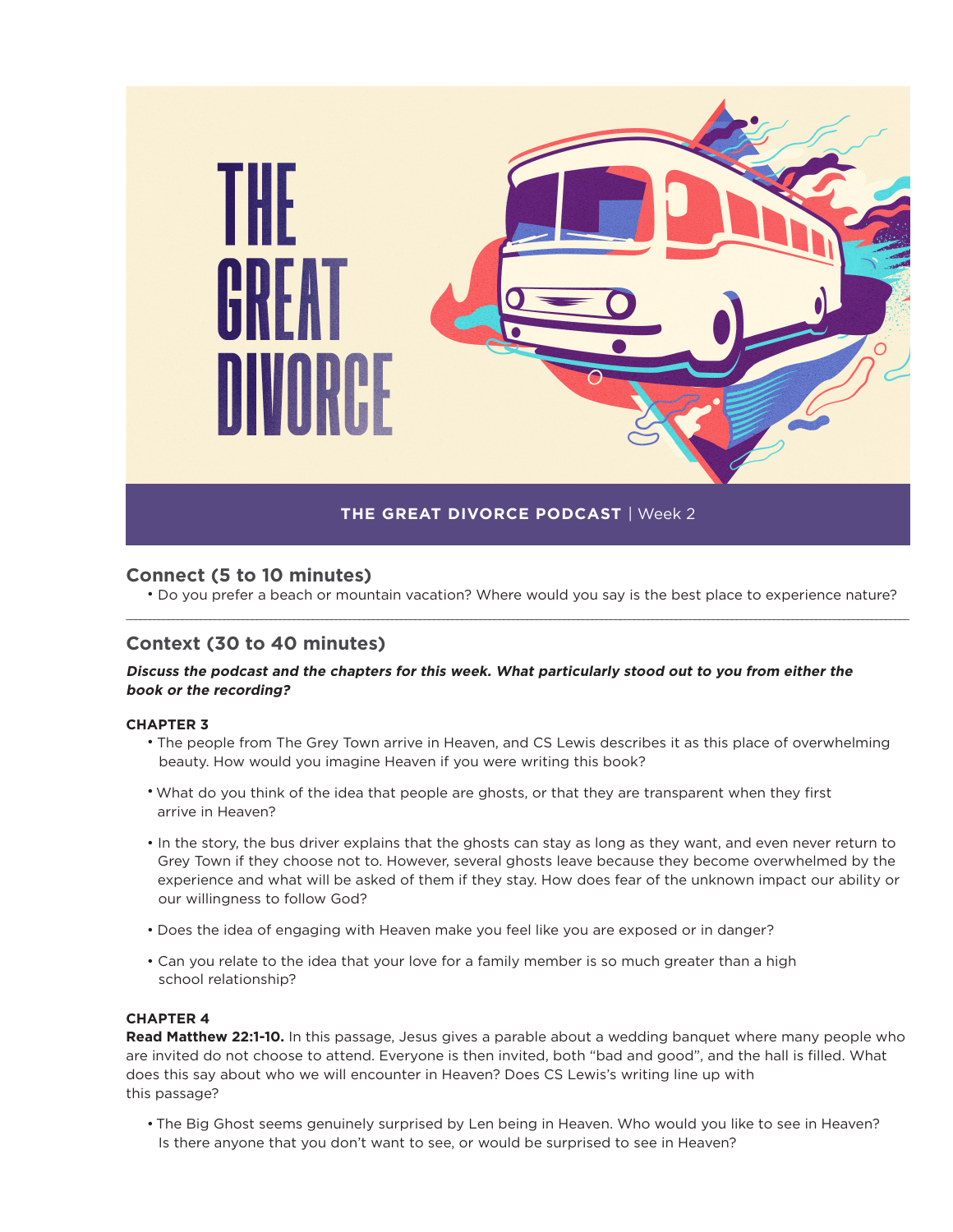# THE GREAT DIVORCE

**THE GREAT DIVORCE PODCAST** | Week 2

## Connect (5 to 10 minutes)

- Do you prefer a beach or mountain vacation? Where would you say is the best place to experience nature?

---

## Context (30 to 40 minutes)

***Discuss the podcast and the chapters for this week. What particularly stood out to you from either the book or the recording?***

### CHAPTER 3

- The people from The Grey Town arrive in Heaven, and CS Lewis describes it as this place of overwhelming beauty. How would you imagine Heaven if you were writing this book?
- What do you think of the idea that people are ghosts, or that they are transparent when they first arrive in Heaven?
- In the story, the bus driver explains that the ghosts can stay as long as they want, and even never return to Grey Town if they choose not to. However, several ghosts leave because they become overwhelmed by the experience and what will be asked of them if they stay. How does fear of the unknown impact our ability or our willingness to follow God?
- Does the idea of engaging with Heaven make you feel like you are exposed or in danger?
- Can you relate to the idea that your love for a family member is so much greater than a high school relationship?

### CHAPTER 4

**Read Matthew 22:1-10.** In this passage, Jesus gives a parable about a wedding banquet where many people who are invited do not choose to attend. Everyone is then invited, both "bad and good", and the hall is filled. What does this say about who we will encounter in Heaven? Does CS Lewis's writing line up with this passage?

- The Big Ghost seems genuinely surprised by Len being in Heaven. Who would you like to see in Heaven? Is there anyone that you don't want to see, or would be surprised to see in Heaven?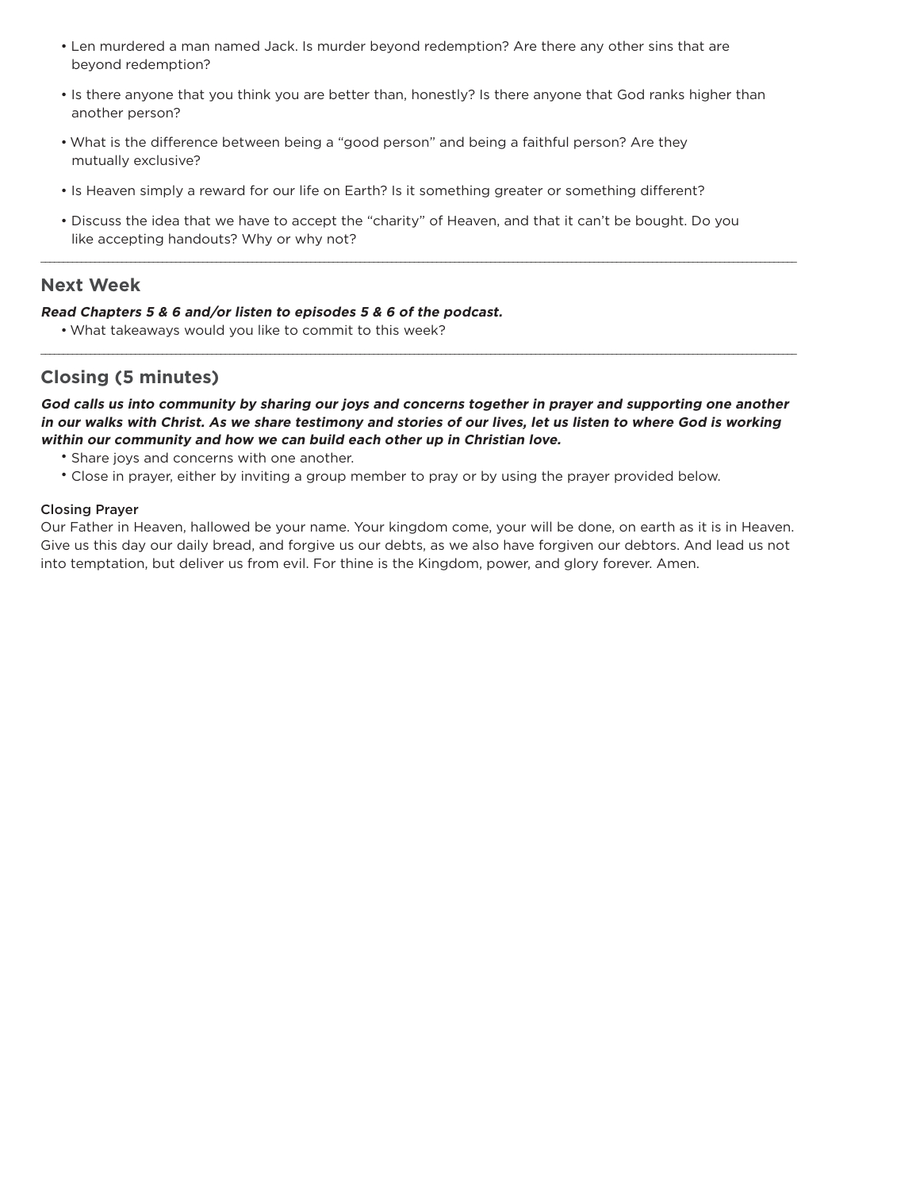- Len murdered a man named Jack. Is murder beyond redemption? Are there any other sins that are beyond redemption?
- Is there anyone that you think you are better than, honestly? Is there anyone that God ranks higher than another person?
- What is the difference between being a "good person" and being a faithful person? Are they mutually exclusive?
- Is Heaven simply a reward for our life on Earth? Is it something greater or something different?
- Discuss the idea that we have to accept the "charity" of Heaven, and that it can't be bought. Do you like accepting handouts? Why or why not?

---

## Next Week

***Read Chapters 5 & 6 and/or listen to episodes 5 & 6 of the podcast.***

- What takeaways would you like to commit to this week?

---

## Closing (5 minutes)

***God calls us into community by sharing our joys and concerns together in prayer and supporting one another in our walks with Christ. As we share testimony and stories of our lives, let us listen to where God is working within our community and how we can build each other up in Christian love.***

- Share joys and concerns with one another.
- Close in prayer, either by inviting a group member to pray or by using the prayer provided below.

### Closing Prayer

Our Father in Heaven, hallowed be your name. Your kingdom come, your will be done, on earth as it is in Heaven. Give us this day our daily bread, and forgive us our debts, as we also have forgiven our debtors. And lead us not into temptation, but deliver us from evil. For thine is the Kingdom, power, and glory forever. Amen.